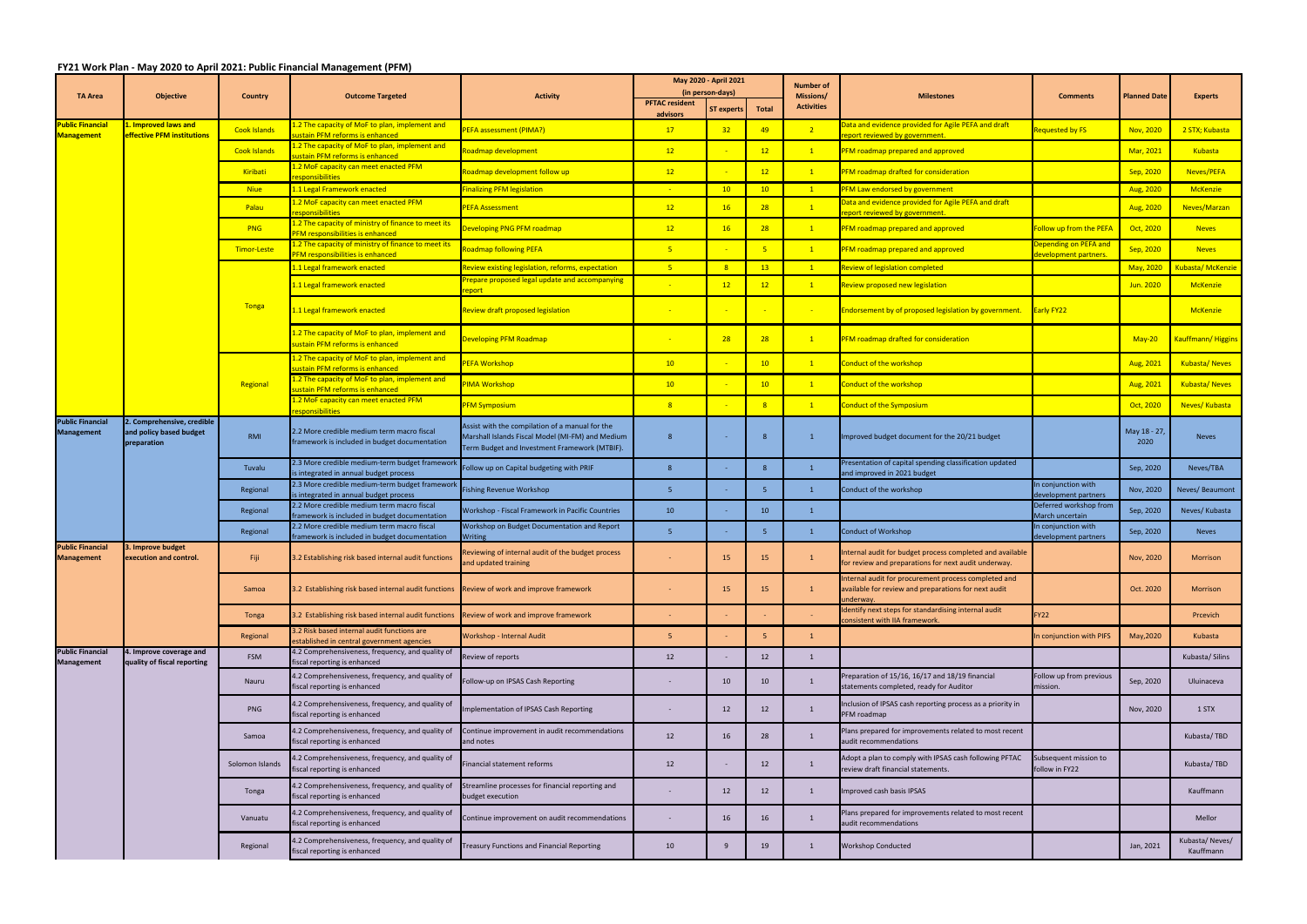## FY21 Work Plan - May 2020 to April 2021: Public Financial Management (PFM)

| TA Area | Objective | Country | Outcome Targeted | Activity | May 2020 - April 2021 (in person-days) | | | Number of Missions/ Activities | Milestones | Comments | Planned Date | Experts |
|---|---|---|---|---|---|---|---|---|---|---|---|---|
| | | | | | PFTAC resident advisors | ST experts | Total | | | | | |
| Public Financial Management | 1. Improved laws and effective PFM institutions | Cook Islands | 1.2 The capacity of MoF to plan, implement and sustain PFM reforms is enhanced | PEFA assessment (PIMA?) | 17 | 32 | 49 | 2 | Data and evidence provided for Agile PEFA and draft report reviewed by government. | Requested by FS | Nov, 2020 | 2 STX; Kubasta |
| | | Cook Islands | 1.2 The capacity of MoF to plan, implement and sustain PFM reforms is enhanced | Roadmap development | 12 | - | 12 | 1 | PFM roadmap prepared and approved | | Mar, 2021 | Kubasta |
| | | Kiribati | 1.2 MoF capacity can meet enacted PFM responsibilities | Roadmap development follow up | 12 | - | 12 | 1 | PFM roadmap drafted for consideration | | Sep, 2020 | Neves/PEFA |
| | | Niue | 1.1 Legal Framework enacted | Finalizing PFM legislation | - | 10 | 10 | 1 | PFM Law endorsed by government | | Aug, 2020 | McKenzie |
| | | Palau | 1.2 MoF capacity can meet enacted PFM responsibilities | PEFA Assessment | 12 | 16 | 28 | 1 | Data and evidence provided for Agile PEFA and draft report reviewed by government. | | Aug, 2020 | Neves/Marzan |
| | | PNG | 1.2 The capacity of ministry of finance to meet its PFM responsibilities is enhanced | Developing PNG PFM roadmap | 12 | 16 | 28 | 1 | PFM roadmap prepared and approved | Follow up from the PEFA | Oct, 2020 | Neves |
| | | Timor-Leste | 1.2 The capacity of ministry of finance to meet its PFM responsibilities is enhanced | Roadmap following PEFA | 5 | - | 5 | 1 | PFM roadmap prepared and approved | Depending on PEFA and development partners. | Sep, 2020 | Neves |
| | | Tonga | 1.1 Legal framework enacted | Review existing legislation, reforms, expectation | 5 | 8 | 13 | 1 | Review of legislation completed | | May, 2020 | Kubasta/ McKenzie |
| | | | 1.1 Legal framework enacted | Prepare proposed legal update and accompanying report | - | 12 | 12 | 1 | Review proposed new legislation | | Jun. 2020 | McKenzie |
| | | | 1.1 Legal framework enacted | Review draft proposed legislation | - | - | - | - | Endorsement by of proposed legislation by government. | Early FY22 | | McKenzie |
| | | | 1.2 The capacity of MoF to plan, implement and sustain PFM reforms is enhanced | Developing PFM Roadmap | - | 28 | 28 | 1 | PFM roadmap drafted for consideration | | May-20 | Kauffmann/ Higgins |
| | | Regional | 1.2 The capacity of MoF to plan, implement and sustain PFM reforms is enhanced | PEFA Workshop | 10 | - | 10 | 1 | Conduct of the workshop | | Aug, 2021 | Kubasta/ Neves |
| | | | 1.2 The capacity of MoF to plan, implement and sustain PFM reforms is enhanced | PIMA Workshop | 10 | - | 10 | 1 | Conduct of the workshop | | Aug, 2021 | Kubasta/ Neves |
| | | | 1.2 MoF capacity can meet enacted PFM responsibilities | PFM Symposium | 8 | - | 8 | 1 | Conduct of the Symposium | | Oct, 2020 | Neves/ Kubasta |
| Public Financial Management | 2. Comprehensive, credible and policy based budget preparation | RMI | 2.2 More credible medium term macro fiscal framework is included in budget documentation | Assist with the compilation of a manual for the Marshall Islands Fiscal Model (MI-FM) and Medium Term Budget and Investment Framework (MTBIF). | 8 | - | 8 | 1 | Improved budget document for the 20/21 budget | | May 18 - 27, 2020 | Neves |
| | | Tuvalu | 2.3 More credible medium-term budget framework is integrated in annual budget process | Follow up on Capital budgeting with PRIF | 8 | - | 8 | 1 | Presentation of capital spending classification updated and improved in 2021 budget | | Sep, 2020 | Neves/TBA |
| | | Regional | 2.3 More credible medium-term budget framework is integrated in annual budget process | Fishing Revenue Workshop | 5 | - | 5 | 1 | Conduct of the workshop | In conjunction with development partners | Nov, 2020 | Neves/ Beaumont |
| | | Regional | 2.2 More credible medium term macro fiscal framework is included in budget documentation | Workshop - Fiscal Framework in Pacific Countries | 10 | - | 10 | 1 | | Deferred workshop from March uncertain | Sep, 2020 | Neves/ Kubasta |
| | | Regional | 2.2 More credible medium term macro fiscal framework is included in budget documentation | Workshop on Budget Documentation and Report Writing | 5 | - | 5 | 1 | Conduct of Workshop | In conjunction with development partners | Sep, 2020 | Neves |
| Public Financial Management | 3. Improve budget execution and control. | Fiji | 3.2 Establishing risk based internal audit functions | Reviewing of internal audit of the budget process and updated training | - | 15 | 15 | 1 | Internal audit for budget process completed and available for review and preparations for next audit underway. | | Nov, 2020 | Morrison |
| | | Samoa | 3.2 Establishing risk based internal audit functions | Review of work and improve framework | - | 15 | 15 | 1 | Internal audit for procurement process completed and available for review and preparations for next audit underway. | | Oct. 2020 | Morrison |
| | | Tonga | 3.2 Establishing risk based internal audit functions | Review of work and improve framework | - | - | - | - | Identify next steps for standardising internal audit consistent with IIA framework. | FY22 | | Prcevich |
| | | Regional | 3.2 Risk based internal audit functions are established in central government agencies | Workshop - Internal Audit | 5 | - | 5 | 1 | | In conjunction with PIFS | May,2020 | Kubasta |
| Public Financial Management | 4. Improve coverage and quality of fiscal reporting | FSM | 4.2 Comprehensiveness, frequency, and quality of fiscal reporting is enhanced | Review of reports | 12 | - | 12 | 1 | | | | Kubasta/ Silins |
| | | Nauru | 4.2 Comprehensiveness, frequency, and quality of fiscal reporting is enhanced | Follow-up on IPSAS Cash Reporting | - | 10 | 10 | 1 | Preparation of 15/16, 16/17 and 18/19 financial statements completed, ready for Auditor | Follow up from previous mission. | Sep, 2020 | Uluinaceva |
| | | PNG | 4.2 Comprehensiveness, frequency, and quality of fiscal reporting is enhanced | Implementation of IPSAS Cash Reporting | - | 12 | 12 | 1 | Inclusion of IPSAS cash reporting process as a priority in PFM roadmap | | Nov, 2020 | 1 STX |
| | | Samoa | 4.2 Comprehensiveness, frequency, and quality of fiscal reporting is enhanced | Continue improvement in audit recommendations and notes | 12 | 16 | 28 | 1 | Plans prepared for improvements related to most recent audit recommendations | | | Kubasta/ TBD |
| | | Solomon Islands | 4.2 Comprehensiveness, frequency, and quality of fiscal reporting is enhanced | Financial statement reforms | 12 | - | 12 | 1 | Adopt a plan to comply with IPSAS cash following PFTAC review draft financial statements. | Subsequent mission to follow in FY22 | | Kubasta/ TBD |
| | | Tonga | 4.2 Comprehensiveness, frequency, and quality of fiscal reporting is enhanced | Streamline processes for financial reporting and budget execution | - | 12 | 12 | 1 | Improved cash basis IPSAS | | | Kauffmann |
| | | Vanuatu | 4.2 Comprehensiveness, frequency, and quality of fiscal reporting is enhanced | Continue improvement on audit recommendations | - | 16 | 16 | 1 | Plans prepared for improvements related to most recent audit recommendations | | | Mellor |
| | | Regional | 4.2 Comprehensiveness, frequency, and quality of fiscal reporting is enhanced | Treasury Functions and Financial Reporting | 10 | 9 | 19 | 1 | Workshop Conducted | | Jan, 2021 | Kubasta/ Neves/ Kauffmann |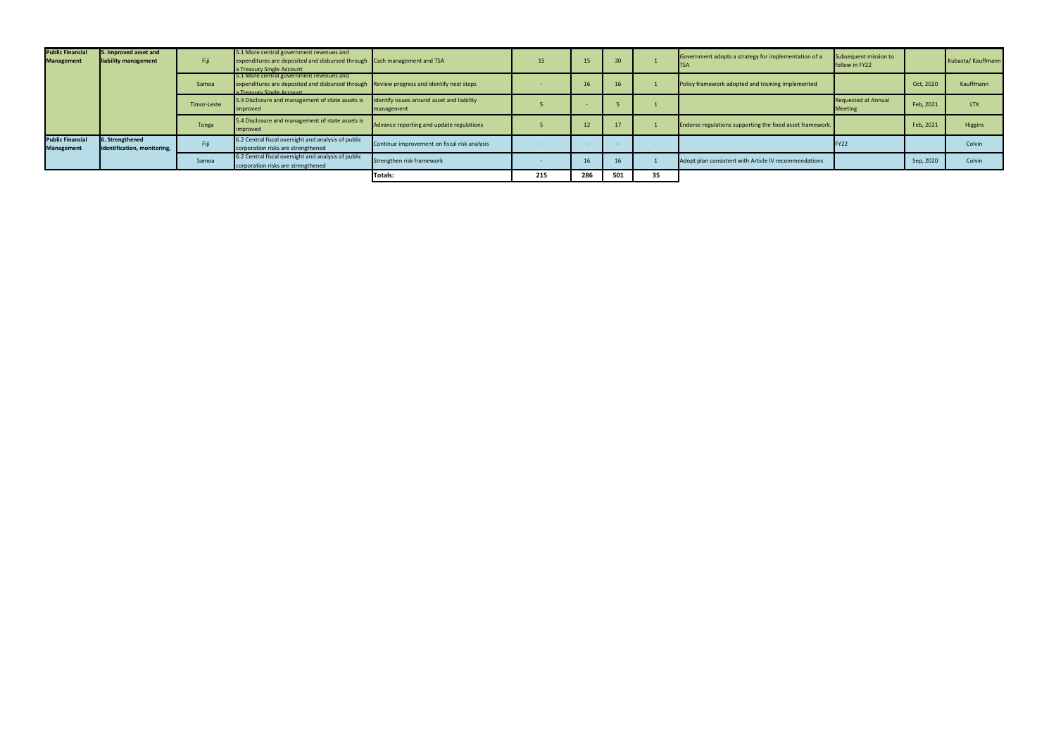| | | | | | | | | | | | | |
|---|---|---|---|---|---|---|---|---|---|---|---|---|
| **Public Financial Management** | **5. Improved asset and liability management** | Fiji | 5.1 More central government revenues and expenditures are deposited and disbursed through a Treasury Single Account | Cash management and TSA | 15 | 15 | 30 | 1 | Government adopts a strategy for implementation of a TSA | Subsequent mission to follow in FY22 | | Kubasta/ Kauffmann |
| | | Samoa | 5.1 More central government revenues and expenditures are deposited and disbursed through a Treasury Single Account | Review progress and identify next steps | - | 16 | 16 | 1 | Policy framework adopted and training implemented | | Oct, 2020 | Kauffmann |
| | | Timor-Leste | 5.4 Disclosure and management of state assets is improved | Identify issues around asset and liability management | 5 | - | 5 | 1 | | Requested at Annual Meeting | Feb, 2021 | LTX |
| | | Tonga | 5.4 Disclosure and management of state assets is improved | Advance reporting and update regulations | 5 | 12 | 17 | 1 | Endorse regulations supporting the fixed asset framework. | | Feb, 2021 | Higgins |
| **Public Financial Management** | **6. Strengthened identification, monitoring,** | Fiji | 6.2 Central fiscal oversight and analysis of public corporation risks are strengthened | Continue improvement on fiscal risk analysis | - | - | - | - | | FY22 | | Colvin |
| | | Samoa | 6.2 Central fiscal oversight and analysis of public corporation risks are strengthened | Strengthen risk framework | - | 16 | 16 | 1 | Adopt plan consistent with Article IV recommendations | | Sep, 2020 | Colvin |
| | | | | **Totals:** | **215** | **286** | **501** | **35** | | | | |